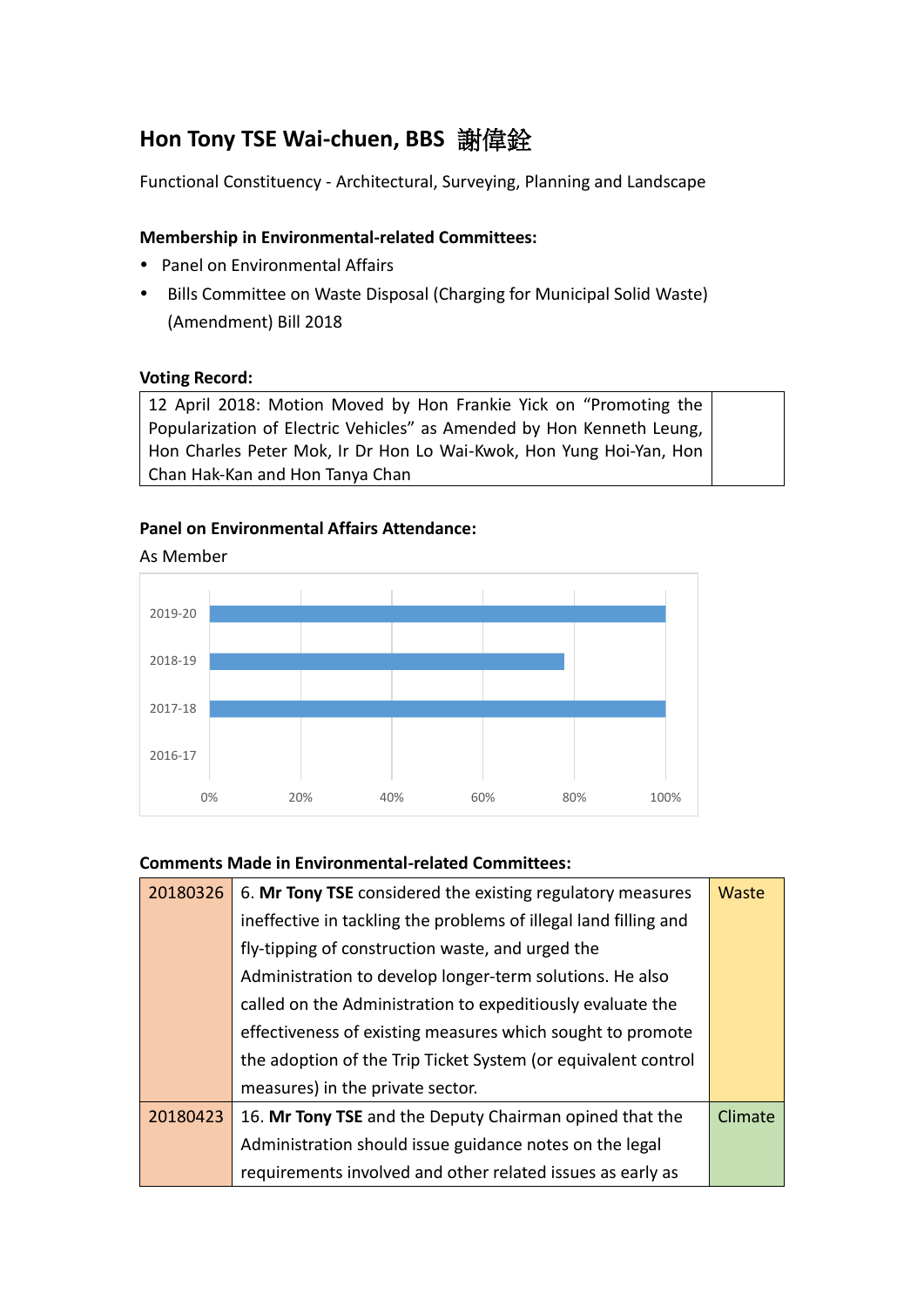# Hon Tony TSE Wai-chuen, BBS 謝偉銓

Functional Constituency - Architectural, Surveying, Planning and Landscape

**Membership in Environmental-related Committees:**

- Panel on Environmental Affairs
- Bills Committee on Waste Disposal (Charging for Municipal Solid Waste) (Amendment) Bill 2018

**Voting Record:**

| | |
|---|---|
| 12 April 2018: Motion Moved by Hon Frankie Yick on "Promoting the Popularization of Electric Vehicles" as Amended by Hon Kenneth Leung, Hon Charles Peter Mok, Ir Dr Hon Lo Wai-Kwok, Hon Yung Hoi-Yan, Hon Chan Hak-Kan and Hon Tanya Chan | |

**Panel on Environmental Affairs Attendance:**

As Member

2019-20
2018-19
2017-18
2016-17

0% 20% 40% 60% 80% 100%

**Comments Made in Environmental-related Committees:**

| | | |
|---|---|---|
| 20180326 | 6. **Mr Tony TSE** considered the existing regulatory measures ineffective in tackling the problems of illegal land filling and fly-tipping of construction waste, and urged the Administration to develop longer-term solutions. He also called on the Administration to expeditiously evaluate the effectiveness of existing measures which sought to promote the adoption of the Trip Ticket System (or equivalent control measures) in the private sector. | Waste |
| 20180423 | 16. **Mr Tony TSE** and the Deputy Chairman opined that the Administration should issue guidance notes on the legal requirements involved and other related issues as early as | Climate |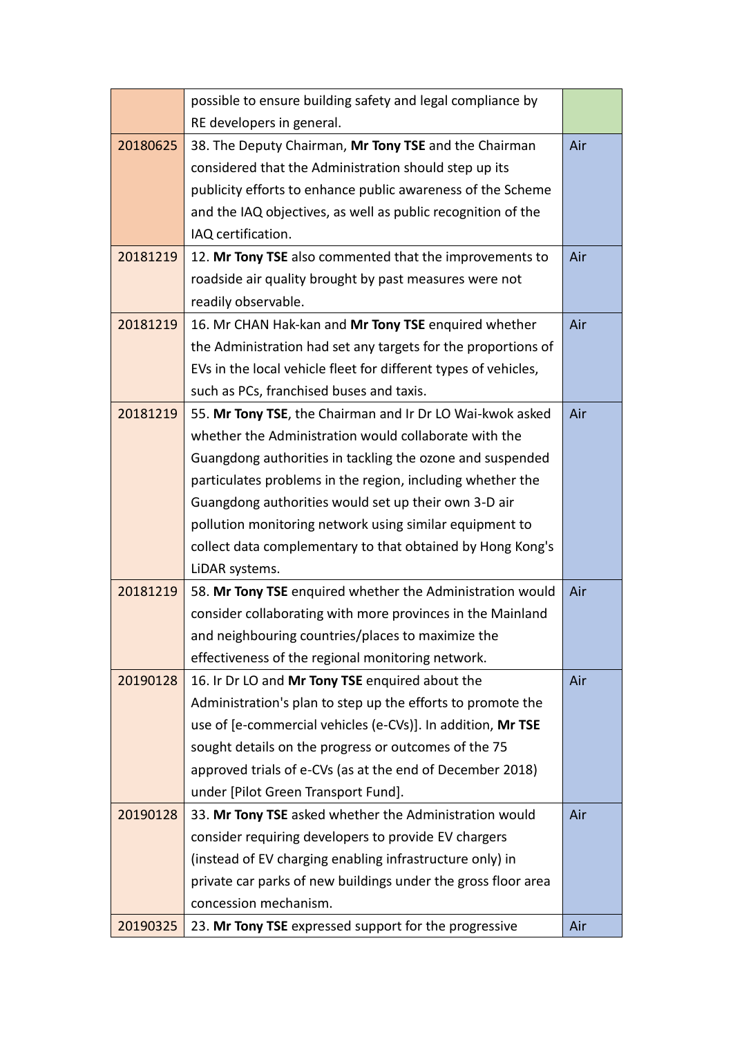| | | |
|---|---|---|
| | possible to ensure building safety and legal compliance by RE developers in general. | |
| 20180625 | 38. The Deputy Chairman, **Mr Tony TSE** and the Chairman considered that the Administration should step up its publicity efforts to enhance public awareness of the Scheme and the IAQ objectives, as well as public recognition of the IAQ certification. | Air |
| 20181219 | 12. **Mr Tony TSE** also commented that the improvements to roadside air quality brought by past measures were not readily observable. | Air |
| 20181219 | 16. Mr CHAN Hak-kan and **Mr Tony TSE** enquired whether the Administration had set any targets for the proportions of EVs in the local vehicle fleet for different types of vehicles, such as PCs, franchised buses and taxis. | Air |
| 20181219 | 55. **Mr Tony TSE**, the Chairman and Ir Dr LO Wai-kwok asked whether the Administration would collaborate with the Guangdong authorities in tackling the ozone and suspended particulates problems in the region, including whether the Guangdong authorities would set up their own 3-D air pollution monitoring network using similar equipment to collect data complementary to that obtained by Hong Kong's LiDAR systems. | Air |
| 20181219 | 58. **Mr Tony TSE** enquired whether the Administration would consider collaborating with more provinces in the Mainland and neighbouring countries/places to maximize the effectiveness of the regional monitoring network. | Air |
| 20190128 | 16. Ir Dr LO and **Mr Tony TSE** enquired about the Administration's plan to step up the efforts to promote the use of [e-commercial vehicles (e-CVs)]. In addition, **Mr TSE** sought details on the progress or outcomes of the 75 approved trials of e-CVs (as at the end of December 2018) under [Pilot Green Transport Fund]. | Air |
| 20190128 | 33. **Mr Tony TSE** asked whether the Administration would consider requiring developers to provide EV chargers (instead of EV charging enabling infrastructure only) in private car parks of new buildings under the gross floor area concession mechanism. | Air |
| 20190325 | 23. **Mr Tony TSE** expressed support for the progressive | Air |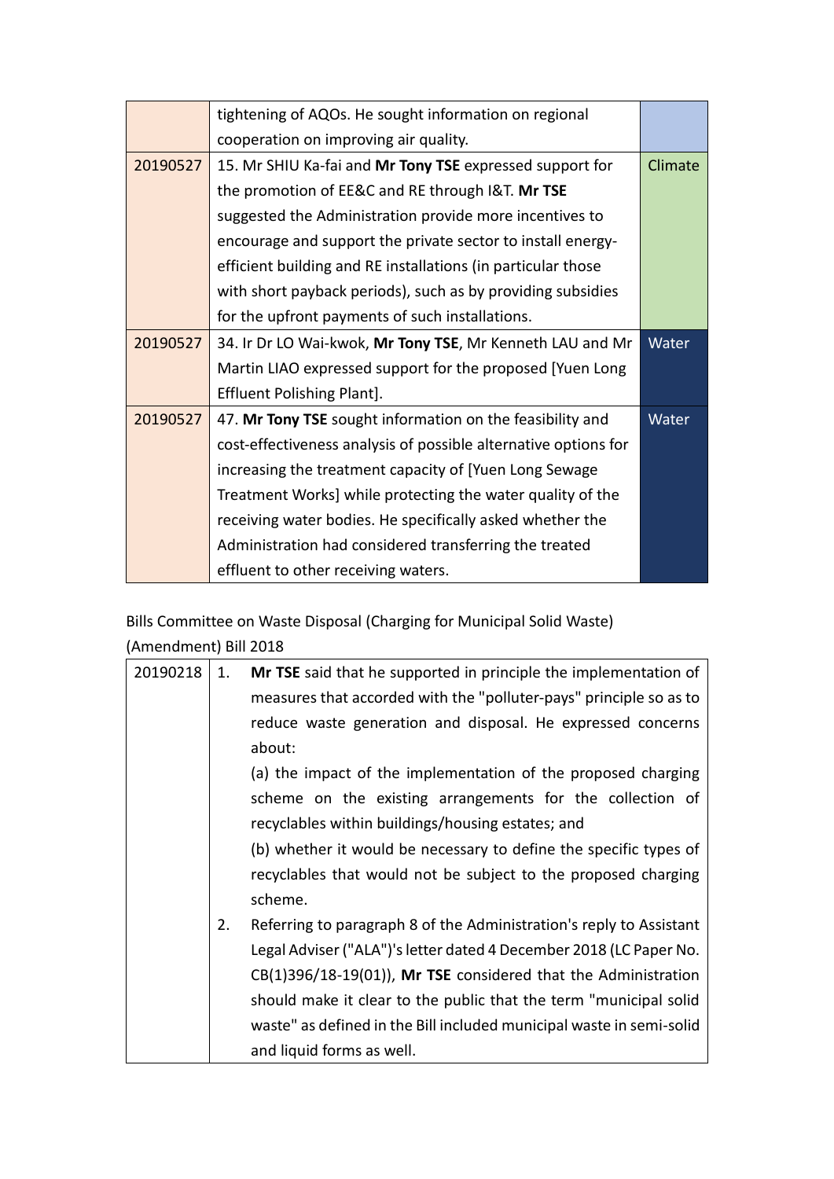| | | |
|---|---|---|
| | tightening of AQOs. He sought information on regional cooperation on improving air quality. | |
| 20190527 | 15. Mr SHIU Ka-fai and **Mr Tony TSE** expressed support for the promotion of EE&C and RE through I&T. **Mr TSE** suggested the Administration provide more incentives to encourage and support the private sector to install energy-efficient building and RE installations (in particular those with short payback periods), such as by providing subsidies for the upfront payments of such installations. | Climate |
| 20190527 | 34. Ir Dr LO Wai-kwok, **Mr Tony TSE**, Mr Kenneth LAU and Mr Martin LIAO expressed support for the proposed [Yuen Long Effluent Polishing Plant]. | Water |
| 20190527 | 47. **Mr Tony TSE** sought information on the feasibility and cost-effectiveness analysis of possible alternative options for increasing the treatment capacity of [Yuen Long Sewage Treatment Works] while protecting the water quality of the receiving water bodies. He specifically asked whether the Administration had considered transferring the treated effluent to other receiving waters. | Water |

Bills Committee on Waste Disposal (Charging for Municipal Solid Waste) (Amendment) Bill 2018

| | |
|---|---|
| 20190218 | 1. **Mr TSE** said that he supported in principle the implementation of measures that accorded with the "polluter-pays" principle so as to reduce waste generation and disposal. He expressed concerns about:<br>(a) the impact of the implementation of the proposed charging scheme on the existing arrangements for the collection of recyclables within buildings/housing estates; and<br>(b) whether it would be necessary to define the specific types of recyclables that would not be subject to the proposed charging scheme.<br>2. Referring to paragraph 8 of the Administration's reply to Assistant Legal Adviser ("ALA")'s letter dated 4 December 2018 (LC Paper No. CB(1)396/18-19(01)), **Mr TSE** considered that the Administration should make it clear to the public that the term "municipal solid waste" as defined in the Bill included municipal waste in semi-solid and liquid forms as well. |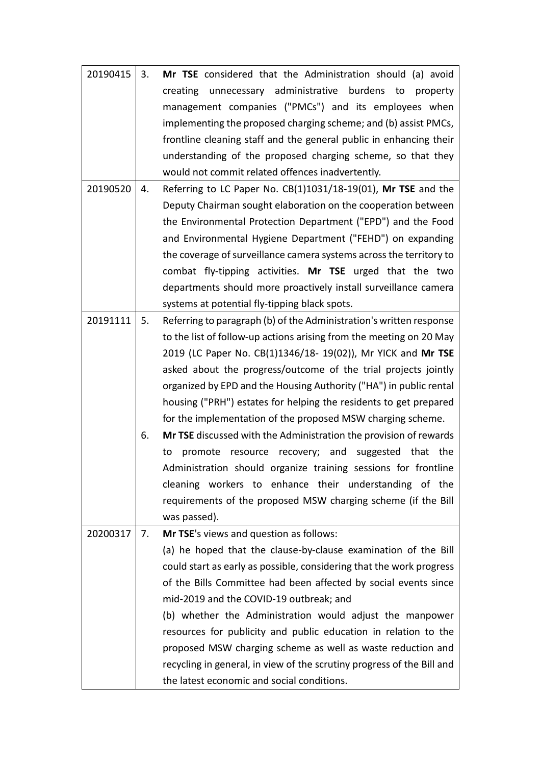| | | |
|---|---|---|
| 20190415 | 3. | **Mr TSE** considered that the Administration should (a) avoid creating unnecessary administrative burdens to property management companies ("PMCs") and its employees when implementing the proposed charging scheme; and (b) assist PMCs, frontline cleaning staff and the general public in enhancing their understanding of the proposed charging scheme, so that they would not commit related offences inadvertently. |
| 20190520 | 4. | Referring to LC Paper No. CB(1)1031/18-19(01), **Mr TSE** and the Deputy Chairman sought elaboration on the cooperation between the Environmental Protection Department ("EPD") and the Food and Environmental Hygiene Department ("FEHD") on expanding the coverage of surveillance camera systems across the territory to combat fly-tipping activities. **Mr TSE** urged that the two departments should more proactively install surveillance camera systems at potential fly-tipping black spots. |
| 20191111 | 5. | Referring to paragraph (b) of the Administration's written response to the list of follow-up actions arising from the meeting on 20 May 2019 (LC Paper No. CB(1)1346/18- 19(02)), Mr YICK and **Mr TSE** asked about the progress/outcome of the trial projects jointly organized by EPD and the Housing Authority ("HA") in public rental housing ("PRH") estates for helping the residents to get prepared for the implementation of the proposed MSW charging scheme. |
| | 6. | **Mr TSE** discussed with the Administration the provision of rewards to promote resource recovery; and suggested that the Administration should organize training sessions for frontline cleaning workers to enhance their understanding of the requirements of the proposed MSW charging scheme (if the Bill was passed). |
| 20200317 | 7. | **Mr TSE**'s views and question as follows:<br>(a) he hoped that the clause-by-clause examination of the Bill could start as early as possible, considering that the work progress of the Bills Committee had been affected by social events since mid-2019 and the COVID-19 outbreak; and<br>(b) whether the Administration would adjust the manpower resources for publicity and public education in relation to the proposed MSW charging scheme as well as waste reduction and recycling in general, in view of the scrutiny progress of the Bill and the latest economic and social conditions. |